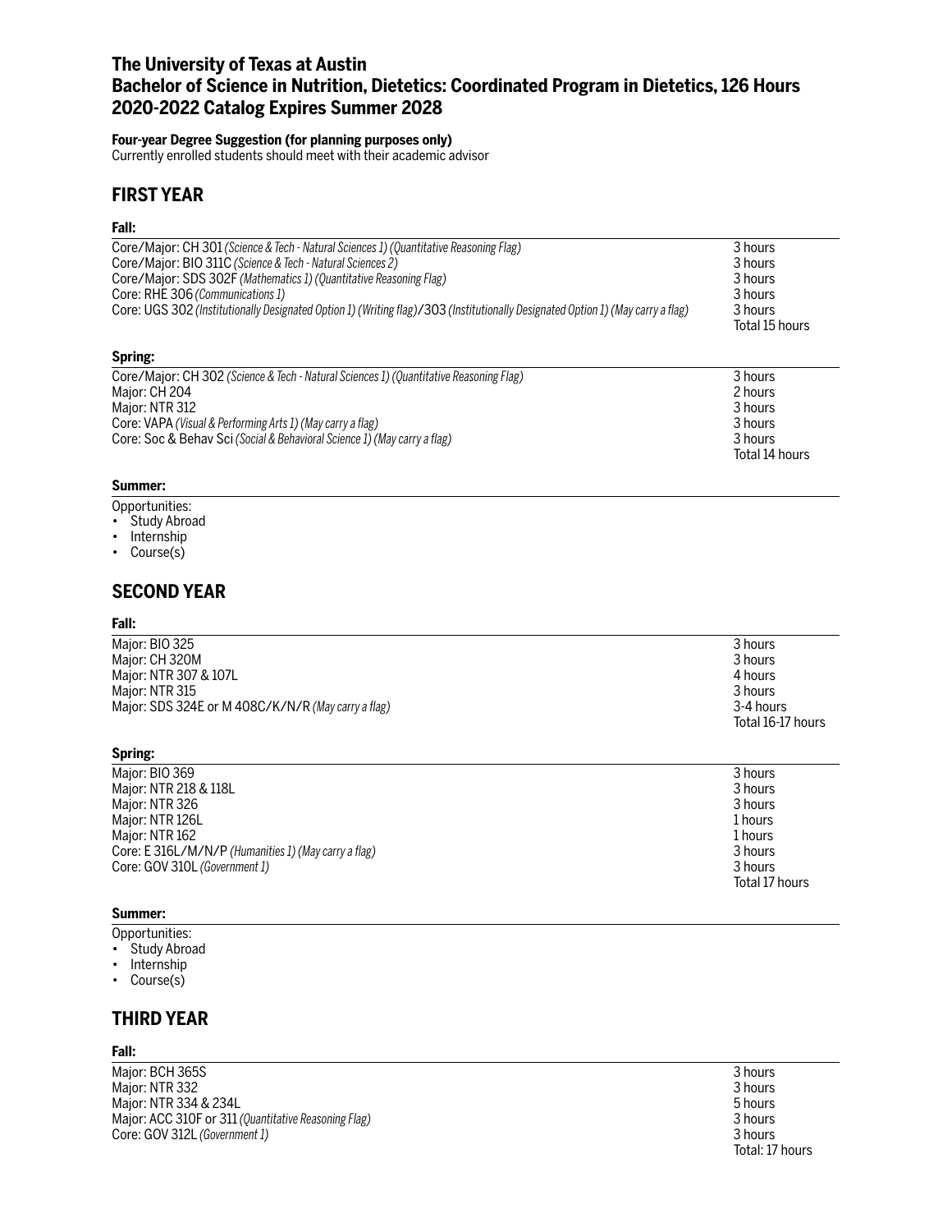# The University of Texas at Austin
# Bachelor of Science in Nutrition, Dietetics: Coordinated Program in Dietetics, 126 Hours
# 2020-2022 Catalog Expires Summer 2028

**Four-year Degree Suggestion (for planning purposes only)**
Currently enrolled students should meet with their academic advisor

## FIRST YEAR

### Fall:

| | |
|---|---|
| Core/Major: CH 301 *(Science & Tech - Natural Sciences 1) (Quantitative Reasoning Flag)* | 3 hours |
| Core/Major: BIO 311C *(Science & Tech - Natural Sciences 2)* | 3 hours |
| Core/Major: SDS 302F *(Mathematics 1) (Quantitative Reasoning Flag)* | 3 hours |
| Core: RHE 306 *(Communications 1)* | 3 hours |
| Core: UGS 302 *(Institutionally Designated Option 1) (Writing flag)*/303 *(Institutionally Designated Option 1) (May carry a flag)* | 3 hours |
| | Total 15 hours |

### Spring:

| | |
|---|---|
| Core/Major: CH 302 *(Science & Tech - Natural Sciences 1) (Quantitative Reasoning Flag)* | 3 hours |
| Major: CH 204 | 2 hours |
| Major: NTR 312 | 3 hours |
| Core: VAPA *(Visual & Performing Arts 1) (May carry a flag)* | 3 hours |
| Core: Soc & Behav Sci *(Social & Behavioral Science 1) (May carry a flag)* | 3 hours |
| | Total 14 hours |

### Summer:

Opportunities:
- Study Abroad
- Internship
- Course(s)

## SECOND YEAR

### Fall:

| | |
|---|---|
| Major: BIO 325 | 3 hours |
| Major: CH 320M | 3 hours |
| Major: NTR 307 & 107L | 4 hours |
| Major: NTR 315 | 3 hours |
| Major: SDS 324E or M 408C/K/N/R *(May carry a flag)* | 3-4 hours |
| | Total 16-17 hours |

### Spring:

| | |
|---|---|
| Major: BIO 369 | 3 hours |
| Major: NTR 218 & 118L | 3 hours |
| Major: NTR 326 | 3 hours |
| Major: NTR 126L | 1 hours |
| Major: NTR 162 | 1 hours |
| Core: E 316L/M/N/P *(Humanities 1) (May carry a flag)* | 3 hours |
| Core: GOV 310L *(Government 1)* | 3 hours |
| | Total 17 hours |

### Summer:

Opportunities:
- Study Abroad
- Internship
- Course(s)

## THIRD YEAR

### Fall:

| | |
|---|---|
| Major: BCH 365S | 3 hours |
| Major: NTR 332 | 3 hours |
| Major: NTR 334 & 234L | 5 hours |
| Major: ACC 310F or 311 *(Quantitative Reasoning Flag)* | 3 hours |
| Core: GOV 312L *(Government 1)* | 3 hours |
| | Total: 17 hours |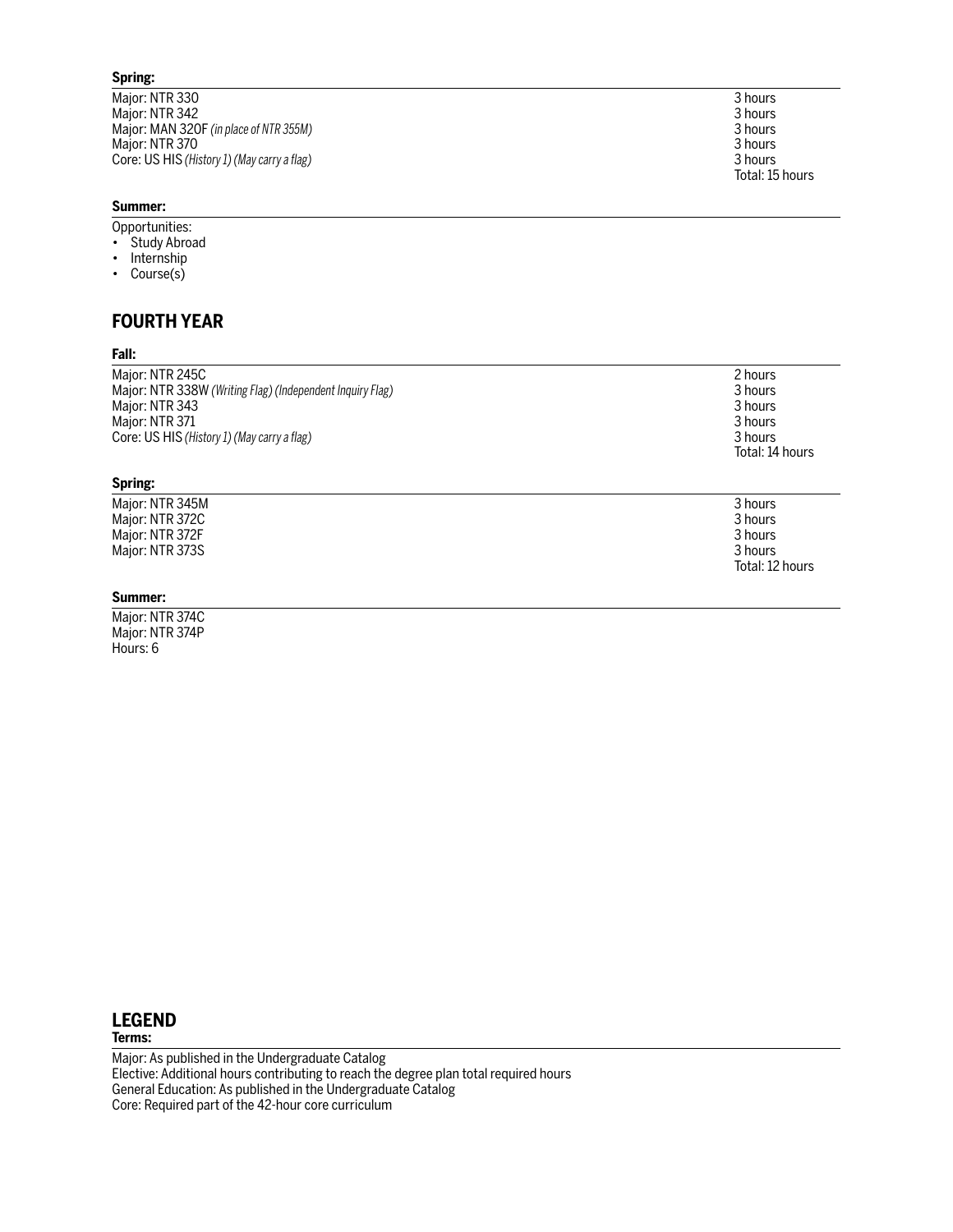**Spring:**

| | |
|---|---|
| Major: NTR 330 | 3 hours |
| Major: NTR 342 | 3 hours |
| Major: MAN 320F *(in place of NTR 355M)* | 3 hours |
| Major: NTR 370 | 3 hours |
| Core: US HIS *(History 1) (May carry a flag)* | 3 hours |
| | Total: 15 hours |

**Summer:**

Opportunities:

- Study Abroad
- Internship
- Course(s)

## FOURTH YEAR

**Fall:**

| | |
|---|---|
| Major: NTR 245C | 2 hours |
| Major: NTR 338W *(Writing Flag) (Independent Inquiry Flag)* | 3 hours |
| Major: NTR 343 | 3 hours |
| Major: NTR 371 | 3 hours |
| Core: US HIS *(History 1) (May carry a flag)* | 3 hours |
| | Total: 14 hours |

**Spring:**

| | |
|---|---|
| Major: NTR 345M | 3 hours |
| Major: NTR 372C | 3 hours |
| Major: NTR 372F | 3 hours |
| Major: NTR 373S | 3 hours |
| | Total: 12 hours |

**Summer:**

Major: NTR 374C
Major: NTR 374P
Hours: 6

## LEGEND

**Terms:**

Major: As published in the Undergraduate Catalog
Elective: Additional hours contributing to reach the degree plan total required hours
General Education: As published in the Undergraduate Catalog
Core: Required part of the 42-hour core curriculum